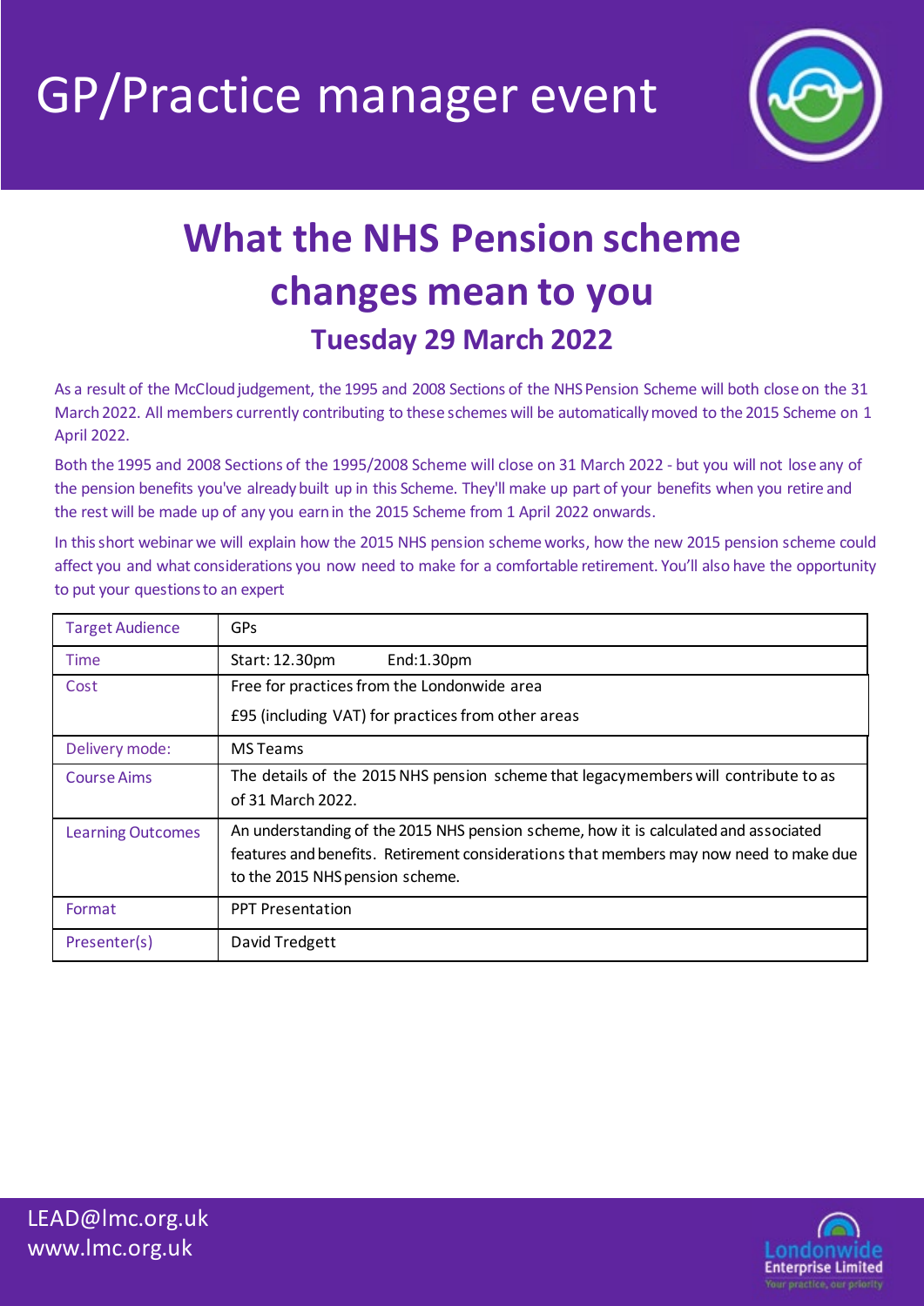# GP/Practice manager event

## What the NHS Pension scheme changes mean to you

### Tuesday 29 March 2022

As a result of the McCloud judgement, the 1995 and 2008 Sections of the NHS Pension Scheme will both close on the 31 March 2022. All members currently contributing to these schemes will be automatically moved to the 2015 Scheme on 1 April 2022.

Both the 1995 and 2008 Sections of the 1995/2008 Scheme will close on 31 March 2022 - but you will not lose any of the pension benefits you've already built up in this Scheme. They'll make up part of your benefits when you retire and the rest will be made up of any you earn in the 2015 Scheme from 1 April 2022 onwards.

In this short webinar we will explain how the 2015 NHS pension scheme works, how the new 2015 pension scheme could affect you and what considerations you now need to make for a comfortable retirement. You'll also have the opportunity to put your questions to an expert

| | |
|---|---|
| Target Audience | GPs |
| Time | Start: 12.30pm End:1.30pm |
| Cost | Free for practices from the Londonwide area<br>£95 (including VAT) for practices from other areas |
| Delivery mode: | MS Teams |
| Course Aims | The details of the 2015 NHS pension scheme that legacymembers will contribute to as of 31 March 2022. |
| Learning Outcomes | An understanding of the 2015 NHS pension scheme, how it is calculated and associated features and benefits. Retirement considerations that members may now need to make due to the 2015 NHS pension scheme. |
| Format | PPT Presentation |
| Presenter(s) | David Tredgett |

LEAD@lmc.org.uk
www.lmc.org.uk

Londonwide Enterprise Limited
Your practice, our priority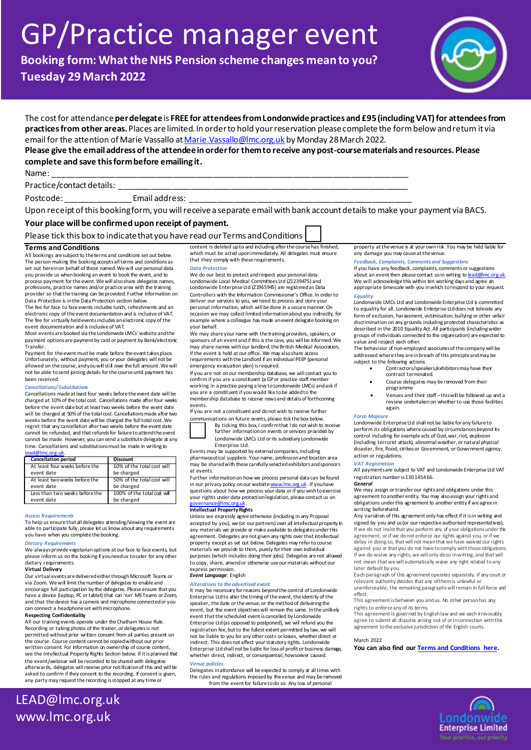# GP/Practice manager event

**Booking form: What the NHS Pension scheme changes mean to you?**
**Tuesday 29 March 2022**

The cost for attendance **per delegate** is **FREE for attendees from Londonwide practices and £95 (including VAT) for attendees from practices from other areas.** Places are limited. In order to hold your reservation please complete the form below and return it via email for the attention of Marie Vassallo at Marie.Vassallo@lmc.org.uk by Monday 28 March 2022.

**Please give the email address of the attendee in order for them to receive any post-course materials and resources. Please complete and save this form before emailing it.**

Name: ___________________________________________________________

Practice/contact details: ____________________________________________

Postcode: ______________ Email address: ______________________________

Upon receipt of this booking form, you will receive a separate email with bank account details to make your payment via BACS.

**Your place will be confirmed upon receipt of payment.**

Please tick this box to indicate that you have read our Terms and Conditions ☐

## Terms and Conditions

All bookings are subject to the terms and conditions set out below. The person making the booking accepts all terms and conditions as set out herein on behalf of those named. We will use personal data you provide us when booking an event to book the event, and to process payment for the event. We will also share delegates names, professions, practice names and/or practice area with the training provider so that the training can be provided. Further information on Data Protection is in the Data Protection section below.

The fee for face to face events includes lunch, refreshments and an electronic copy of the event documentation and is inclusive of VAT. The fee for virtually held events includes an electronic copy of the event documentation and is inclusive of VAT.

Most events are booked via the Londonwide LMCs' website and the payment options are payment by card or payment by Bank/electronic Transfer.

Payment for the event must be made before the event takes place. Unfortunately, without payment, you or your delegates will not be allowed on the course, and you will still owe the full amount. We will not be able to send joining details for the course until payment has been received.

*Cancellations/Substitutions*

Cancellations made at least four weeks before the event date will be charged at 10% of the total cost. Cancellations made after four weeks before the event date but at least two weeks before the event date will be charged at 50% of the total cost. Cancellations made after two weeks before the event date will be charged the full total cost. We regret that any cancellation after two weeks before the event date cannot be refunded, and that refunds for failure to attend the event cannot be made. However, you can send a substitute delegate at any time. Cancellations and substitutions must be made in writing to lead@lmc.org.uk.

| Cancellation period | Discount |
|---|---|
| At least four weeks before the event date | 10% of the total cost will be charged |
| At least two weeks before the event date | 50% of the total cost will be charged |
| Less than two weeks before the event date | 100% of the total cost will be charged |

*Access Requirements*

To help us ensure that all delegates attending/viewing the event are able to participate fully, please let us know about any requirements you have when you complete the booking.

*Dietary Requirements*

We always provide vegetarian options at our face to face events, but please inform us on the booking if you need us to cater for any other dietary requirements.

**Virtual Delivery**

Our virtual events are delivered either through Microsoft Teams or via Zoom. We will limit the number of delegates to enable and encourage full participation by the delegates. Please ensure that you have a device (laptop, PC or tablet) that can 'run' MS Teams or Zoom, and that the device has a camera and microphone connected or you can connect a headphone set with microphone.

**Respecting Confidentiality**

All our training events operate under the Chatham House Rule. Recording or taking photos of the trainer, or delegates is not permitted without prior written consent from all parties present on the course. Course content cannot be copied without our prior written consent. For information on ownership of course content, see the Intellectual Property Rights Section below. If it is planned that the event/webinar will be recorded to be shared with delegates afterwards, delegates will receive prior notification of this and will be asked to confirm if they consent to the recording. If consent is given, any party may request the recording is stopped at any time or content is deleted up to and including after the course has finished, which must be acted upon immediately. All delegates must ensure that they comply with these requirements.

*Data Protection*

We do our best to protect and respect your personal data. Londonwide Local Medical Committees Ltd (Z1239475) and Londonwide Enterprise Ltd (Z1965945) are registered as Data Controllers with the Information Commissioner's Office. In order to deliver our services to you, we need to process and store your personal information, which will be done in a secure manner. On occasion we may collect limited information about you indirectly, for example where a colleague has made an event delegate booking on your behalf.

We may share your name with the training providers, speakers, or sponsors of an event and if this is the case, you will be informed. We may share names with our landlord, the British Medical Association, if the event is held at our office. We may also share access requirements with the Landlord if an individual PEEP (personal emergency evacuation plan) is required.

If you are not on our membership database, we will contact you to confirm if you are a constituent (a GP or practice staff member working in a practice paying a levy to Londonwide LMCs) and ask if you are a constituent if you would like to be added to the membership database to receive news and details of forthcoming events.

If you are not a constituent and do not wish to receive further communications on future events, please tick the box below.

☐ By ticking this box, I confirm that I do not wish to receive further information on events or services provided by Londonwide LMCs Ltd or its subsidiary Londonwide Enterprise Ltd.

Events may be supported by external companies, including pharmaceutical suppliers. Your name, profession and location area may be shared with these carefully selected exhibitors and sponsors at events.

Further information on how we process personal data can be found in our privacy policy on our website www.lmc.org.uk. If you have questions about how we process your data or if you wish to exercise your rights under data protection legislation, please contact us on governance@lmc.org.uk.

**Intellectual Property Rights**

Unless we expressly agree otherwise (including in any Proposal accepted by you), we (or our partners) own all intellectual property in any materials we provide or make available to delegates under this agreement. Delegates are not given any rights over that intellectual property except as set out below. Delegates may refer to course materials we provide to them, purely for their own individual purposes (which includes doing their jobs). Delegates are not allowed to copy, share, amend or otherwise use our materials without our express permission.

***Event Language***: English

*Alterations to the advertised event:*

It may be necessary for reasons beyond the control of Londonwide Enterprise Ltd to alter the timing of the event, the identity of the speaker, the date or the venue, or the method of delivering the event, but the event objectives will remain the same. In the unlikely event that the scheduled event is cancelled by Londonwide Enterprise Ltd (as opposed to postponed), we will refund you the registration fee, but to the fullest extent permitted by law, we will not be liable to you for any other costs or losses, whether direct or indirect. This does not affect your statutory rights. Londonwide Enterprise Ltd shall not be liable for loss of profit or business damage, whether direct, indirect, or consequential, howsoever caused.

*Venue policies*

Delegates in attendance will be expected to comply at all times with the rules and regulations imposed by the venue and may be removed from the event for failure to do so. Any loss of personal property at the venue is at your own risk. You may be held liable for any damage you may cause at the venue.

*Feedback, Complaints, Comments and Suggestions*

If you have any feedback, complaints, comments or suggestions about an event then please contact us in writing to lead@lmc.org.uk. We will acknowledge this within ten working days and agree an appropriate timescale with you in which to respond to your request.

*Equality*

Londonwide LMCs Ltd and Londonwide Enterprise Ltd is committed to equality for all. Londonwide Enterprise Ltd does not tolerate any form of exclusion, harassment, victimisation, bullying or other unfair discrimination on any grounds including protected characteristics as described in the 2010 Equality Act. All participants (including wider groups of individuals connected to the organisation) are expected to value and respect each other.

The behaviour of non-employed associates of the company will be addressed where they are in breach of this principle and may be subject to the following actions:

- Contractors/speakers/exhibitors may have their contract terminated.
- Course delegates may be removed from their programme
- Venues and their staff – this will be followed up and a review undertaken on whether to use those facilities again.

*Force Majeure*

Londonwide Enterprise Ltd shall not be liable for any failure to perform its obligations where caused by circumstances beyond its control including for example acts of God, war, riot, explosion (including terrorist attack), abnormal weather, or natural physical disaster, fire, flood, strikes or Government, or Government agency, action or regulations.

*VAT Registration*

All payments are subject to VAT and Londonwide Enterprise Ltd VAT registration number is 130 1454 66.

***General***

We may assign or transfer our rights and obligations under this agreement to another entity. You may also assign your rights and obligations under this agreement to another entity if we agree in writing beforehand.

Any variation of this agreement only has effect if it is in writing and signed by you and us (or our respective authorised representatives). If we do not insist that you perform any of your obligations under this agreement, or if we do not enforce our rights against you, or if we delay in doing so, that will not mean that we have waived our rights against you or that you do not have to comply with those obligations. If we do waive any rights, we will only do so in writing, and that will not mean that we will automatically waive any right related to any later default by you.

Each paragraph of this agreement operates separately. If any court or relevant authority decides that any of them is unlawful or unenforceable, the remaining paragraphs will remain in full force and effect.

This agreement is between you and us. No other person has any rights to enforce any of its terms.

This agreement is governed by English law and we each irrevocably agree to submit all disputes arising out of or in connection with this agreement to the exclusive jurisdiction of the English courts.

March 2022

**You can also find our Terms and Conditions here.**

LEAD@lmc.org.uk
www.lmc.org.uk